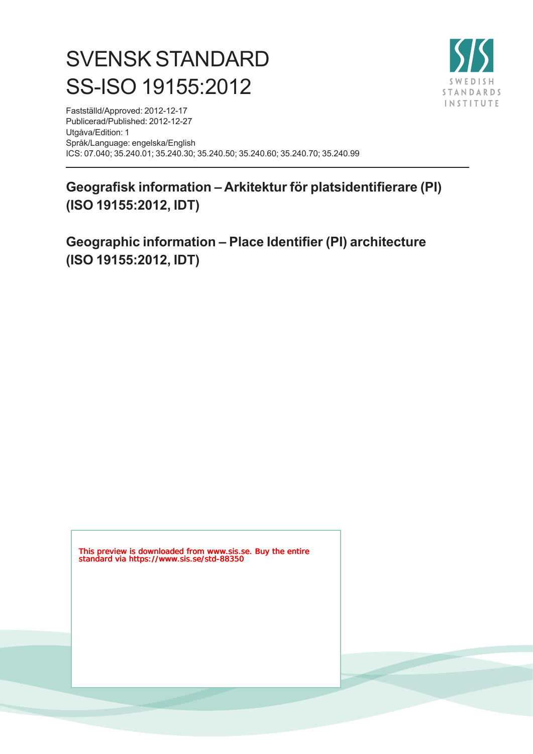# SVENSK STANDARD
# SS-ISO 19155:2012

Fastställd/Approved: 2012-12-17
Publicerad/Published: 2012-12-27
Utgåva/Edition: 1
Språk/Language: engelska/English
ICS: 07.040; 35.240.01; 35.240.30; 35.240.50; 35.240.60; 35.240.70; 35.240.99

## Geografisk information – Arkitektur för platsidentifierare (PI) (ISO 19155:2012, IDT)

## Geographic information – Place Identifier (PI) architecture (ISO 19155:2012, IDT)

This preview is downloaded from www.sis.se. Buy the entire standard via https://www.sis.se/std-88350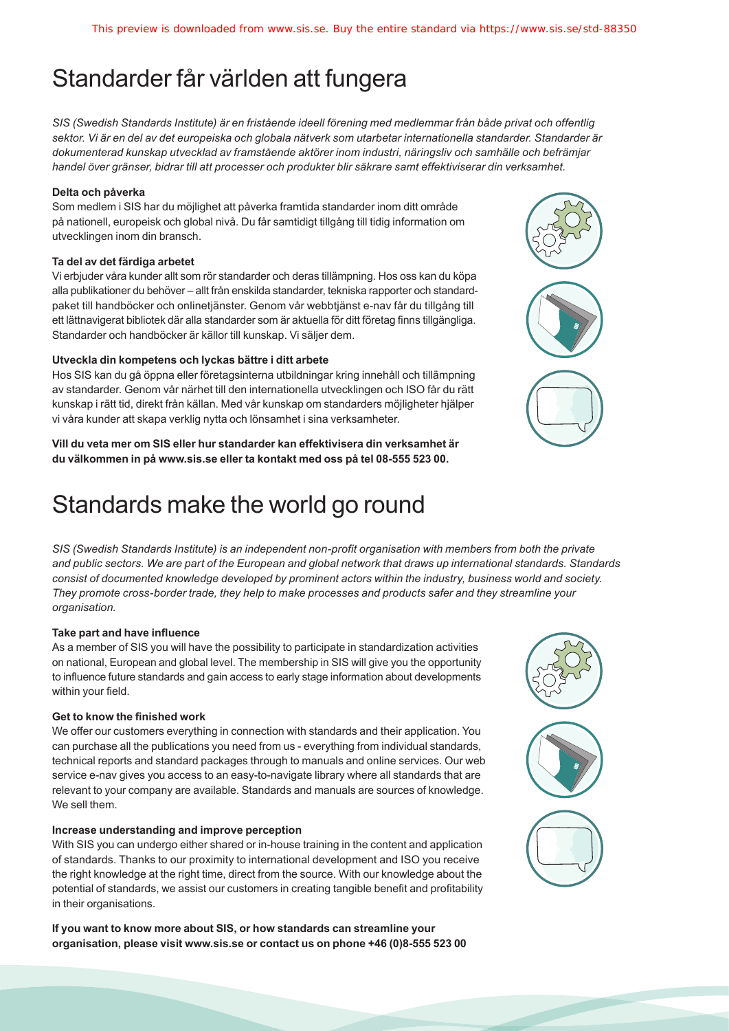# Standarder får världen att fungera

*SIS (Swedish Standards Institute) är en fristående ideell förening med medlemmar från både privat och offentlig sektor. Vi är en del av det europeiska och globala nätverk som utarbetar internationella standarder. Standarder är dokumenterad kunskap utvecklad av framstående aktörer inom industri, näringsliv och samhälle och befrämjar handel över gränser, bidrar till att processer och produkter blir säkrare samt effektiviserar din verksamhet.*

**Delta och påverka**

Som medlem i SIS har du möjlighet att påverka framtida standarder inom ditt område på nationell, europeisk och global nivå. Du får samtidigt tillgång till tidig information om utvecklingen inom din bransch.

**Ta del av det färdiga arbetet**

Vi erbjuder våra kunder allt som rör standarder och deras tillämpning. Hos oss kan du köpa alla publikationer du behöver – allt från enskilda standarder, tekniska rapporter och standardpaket till handböcker och onlinetjänster. Genom vår webbtjänst e-nav får du tillgång till ett lättnavigerat bibliotek där alla standarder som är aktuella för ditt företag finns tillgängliga. Standarder och handböcker är källor till kunskap. Vi säljer dem.

**Utveckla din kompetens och lyckas bättre i ditt arbete**

Hos SIS kan du gå öppna eller företagsinterna utbildningar kring innehåll och tillämpning av standarder. Genom vår närhet till den internationella utvecklingen och ISO får du rätt kunskap i rätt tid, direkt från källan. Med vår kunskap om standarders möjligheter hjälper vi våra kunder att skapa verklig nytta och lönsamhet i sina verksamheter.

**Vill du veta mer om SIS eller hur standarder kan effektivisera din verksamhet är du välkommen in på www.sis.se eller ta kontakt med oss på tel 08-555 523 00.**

# Standards make the world go round

*SIS (Swedish Standards Institute) is an independent non-profit organisation with members from both the private and public sectors. We are part of the European and global network that draws up international standards. Standards consist of documented knowledge developed by prominent actors within the industry, business world and society. They promote cross-border trade, they help to make processes and products safer and they streamline your organisation.*

**Take part and have influence**

As a member of SIS you will have the possibility to participate in standardization activities on national, European and global level. The membership in SIS will give you the opportunity to influence future standards and gain access to early stage information about developments within your field.

**Get to know the finished work**

We offer our customers everything in connection with standards and their application. You can purchase all the publications you need from us - everything from individual standards, technical reports and standard packages through to manuals and online services. Our web service e-nav gives you access to an easy-to-navigate library where all standards that are relevant to your company are available. Standards and manuals are sources of knowledge. We sell them.

**Increase understanding and improve perception**

With SIS you can undergo either shared or in-house training in the content and application of standards. Thanks to our proximity to international development and ISO you receive the right knowledge at the right time, direct from the source. With our knowledge about the potential of standards, we assist our customers in creating tangible benefit and profitability in their organisations.

**If you want to know more about SIS, or how standards can streamline your organisation, please visit www.sis.se or contact us on phone +46 (0)8-555 523 00**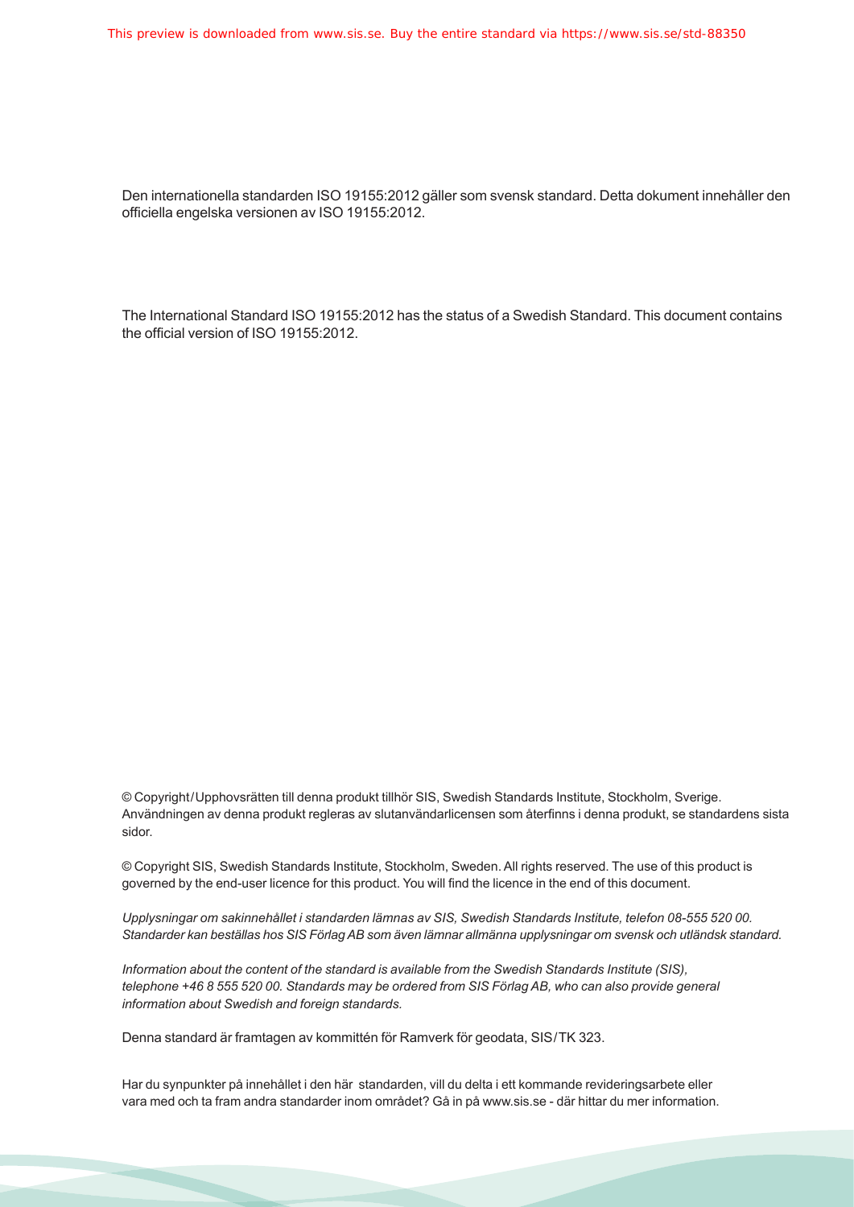Den internationella standarden ISO 19155:2012 gäller som svensk standard. Detta dokument innehåller den officiella engelska versionen av ISO 19155:2012.

The International Standard ISO 19155:2012 has the status of a Swedish Standard. This document contains the official version of ISO 19155:2012.

© Copyright/Upphovsrätten till denna produkt tillhör SIS, Swedish Standards Institute, Stockholm, Sverige. Användningen av denna produkt regleras av slutanvändarlicensen som återfinns i denna produkt, se standardens sista sidor.

© Copyright SIS, Swedish Standards Institute, Stockholm, Sweden. All rights reserved. The use of this product is governed by the end-user licence for this product. You will find the licence in the end of this document.

*Upplysningar om sakinnehållet i standarden lämnas av SIS, Swedish Standards Institute, telefon 08-555 520 00. Standarder kan beställas hos SIS Förlag AB som även lämnar allmänna upplysningar om svensk och utländsk standard.*

*Information about the content of the standard is available from the Swedish Standards Institute (SIS), telephone +46 8 555 520 00. Standards may be ordered from SIS Förlag AB, who can also provide general information about Swedish and foreign standards.*

Denna standard är framtagen av kommittén för Ramverk för geodata, SIS/TK 323.

Har du synpunkter på innehållet i den här standarden, vill du delta i ett kommande revideringsarbete eller vara med och ta fram andra standarder inom området? Gå in på www.sis.se - där hittar du mer information.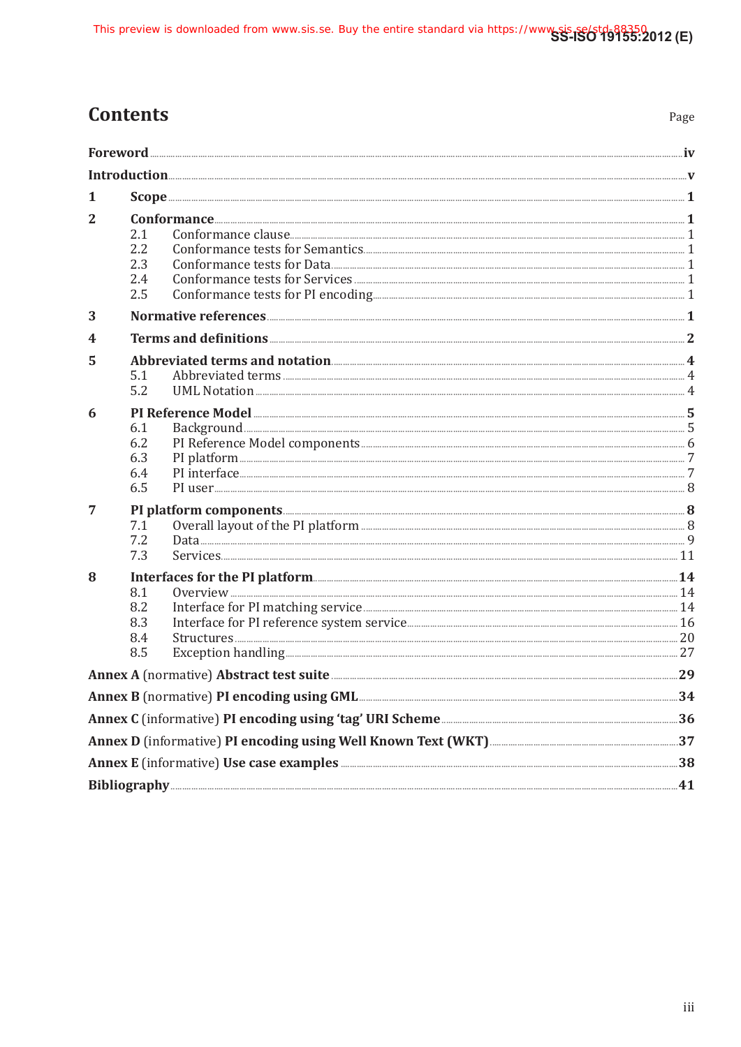# Contents

Page

**Foreword** .......... **iv**

**Introduction** .......... **v**

**1 Scope** .......... **1**

**2 Conformance** .......... **1**

- 2.1 Conformance clause .......... 1
- 2.2 Conformance tests for Semantics .......... 1
- 2.3 Conformance tests for Data .......... 1
- 2.4 Conformance tests for Services .......... 1
- 2.5 Conformance tests for PI encoding .......... 1

**3 Normative references** .......... **1**

**4 Terms and definitions** .......... **2**

**5 Abbreviated terms and notation** .......... **4**

- 5.1 Abbreviated terms .......... 4
- 5.2 UML Notation .......... 4

**6 PI Reference Model** .......... **5**

- 6.1 Background .......... 5
- 6.2 PI Reference Model components .......... 6
- 6.3 PI platform .......... 7
- 6.4 PI interface .......... 7
- 6.5 PI user .......... 8

**7 PI platform components** .......... **8**

- 7.1 Overall layout of the PI platform .......... 8
- 7.2 Data .......... 9
- 7.3 Services .......... 11

**8 Interfaces for the PI platform** .......... **14**

- 8.1 Overview .......... 14
- 8.2 Interface for PI matching service .......... 14
- 8.3 Interface for PI reference system service .......... 16
- 8.4 Structures .......... 20
- 8.5 Exception handling .......... 27

**Annex A** (normative) **Abstract test suite** .......... **29**

**Annex B** (normative) **PI encoding using GML** .......... **34**

**Annex C** (informative) **PI encoding using 'tag' URI Scheme** .......... **36**

**Annex D** (informative) **PI encoding using Well Known Text (WKT)** .......... **37**

**Annex E** (informative) **Use case examples** .......... **38**

**Bibliography** .......... **41**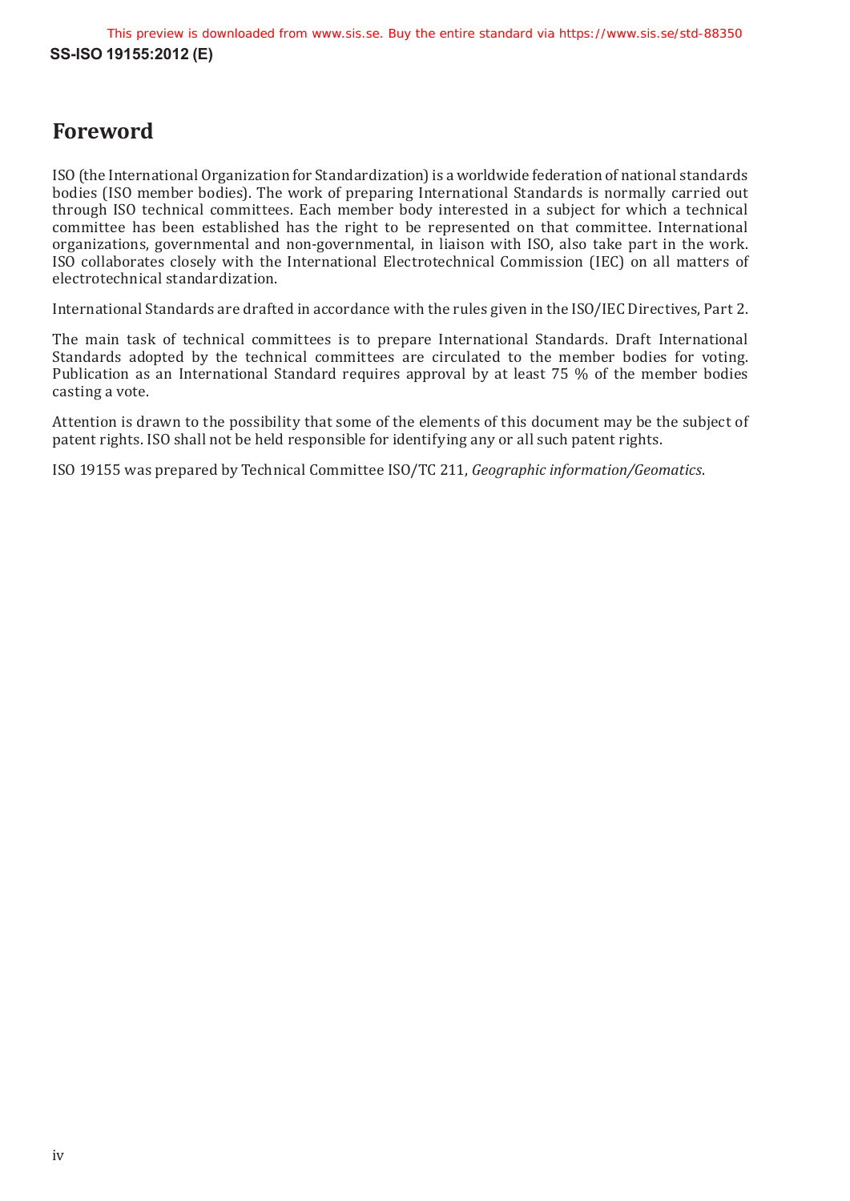# Foreword

ISO (the International Organization for Standardization) is a worldwide federation of national standards bodies (ISO member bodies). The work of preparing International Standards is normally carried out through ISO technical committees. Each member body interested in a subject for which a technical committee has been established has the right to be represented on that committee. International organizations, governmental and non-governmental, in liaison with ISO, also take part in the work. ISO collaborates closely with the International Electrotechnical Commission (IEC) on all matters of electrotechnical standardization.

International Standards are drafted in accordance with the rules given in the ISO/IEC Directives, Part 2.

The main task of technical committees is to prepare International Standards. Draft International Standards adopted by the technical committees are circulated to the member bodies for voting. Publication as an International Standard requires approval by at least 75 % of the member bodies casting a vote.

Attention is drawn to the possibility that some of the elements of this document may be the subject of patent rights. ISO shall not be held responsible for identifying any or all such patent rights.

ISO 19155 was prepared by Technical Committee ISO/TC 211, *Geographic information/Geomatics*.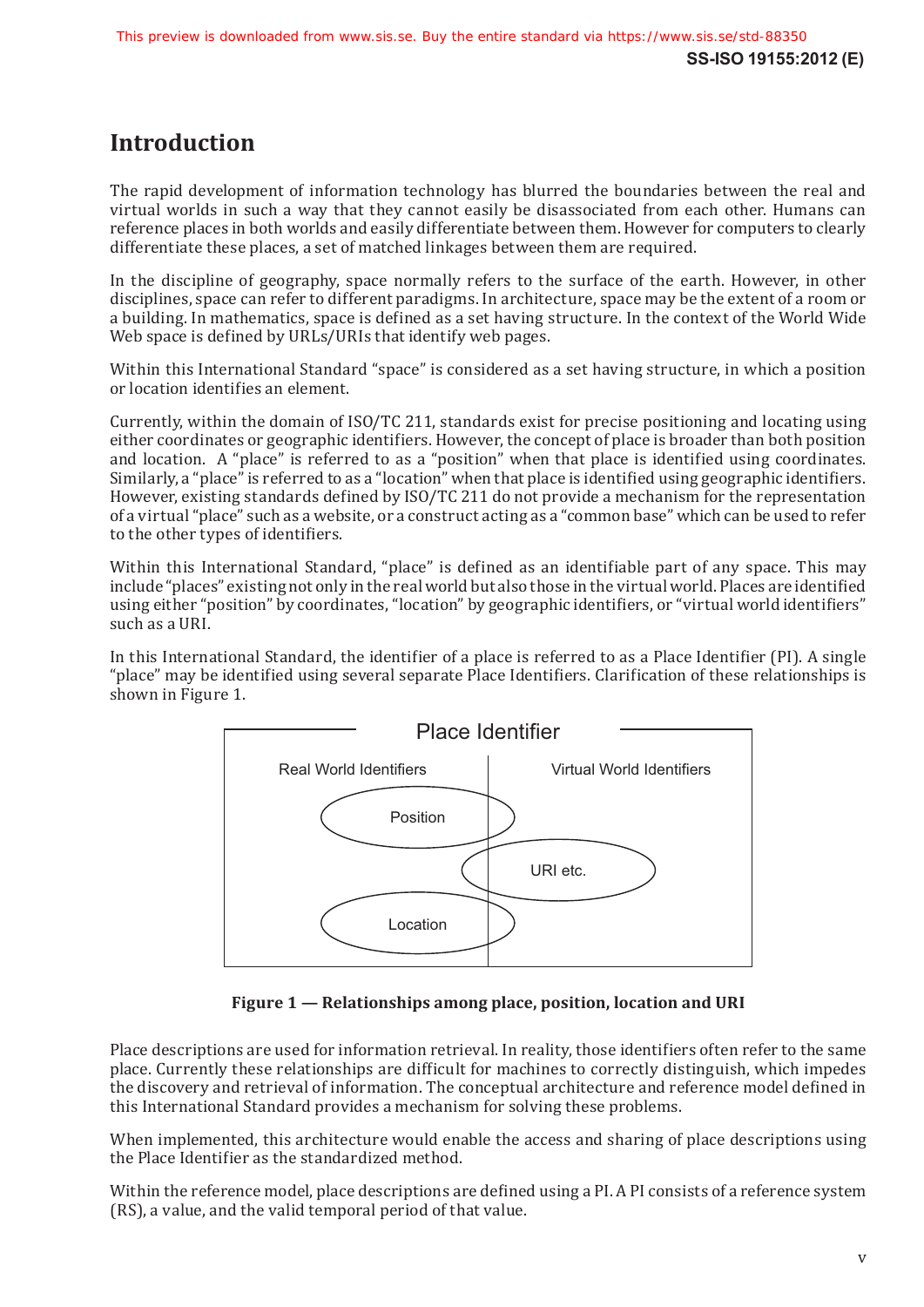# Introduction

The rapid development of information technology has blurred the boundaries between the real and virtual worlds in such a way that they cannot easily be disassociated from each other. Humans can reference places in both worlds and easily differentiate between them. However for computers to clearly differentiate these places, a set of matched linkages between them are required.

In the discipline of geography, space normally refers to the surface of the earth. However, in other disciplines, space can refer to different paradigms. In architecture, space may be the extent of a room or a building. In mathematics, space is defined as a set having structure. In the context of the World Wide Web space is defined by URLs/URIs that identify web pages.

Within this International Standard "space" is considered as a set having structure, in which a position or location identifies an element.

Currently, within the domain of ISO/TC 211, standards exist for precise positioning and locating using either coordinates or geographic identifiers. However, the concept of place is broader than both position and location. A "place" is referred to as a "position" when that place is identified using coordinates. Similarly, a "place" is referred to as a "location" when that place is identified using geographic identifiers. However, existing standards defined by ISO/TC 211 do not provide a mechanism for the representation of a virtual "place" such as a website, or a construct acting as a "common base" which can be used to refer to the other types of identifiers.

Within this International Standard, "place" is defined as an identifiable part of any space. This may include "places" existing not only in the real world but also those in the virtual world. Places are identified using either "position" by coordinates, "location" by geographic identifiers, or "virtual world identifiers" such as a URI.

In this International Standard, the identifier of a place is referred to as a Place Identifier (PI). A single "place" may be identified using several separate Place Identifiers. Clarification of these relationships is shown in Figure 1.

Place Identifier

Real World Identifiers | Virtual World Identifiers

Position

URI etc.

Location

**Figure 1 — Relationships among place, position, location and URI**

Place descriptions are used for information retrieval. In reality, those identifiers often refer to the same place. Currently these relationships are difficult for machines to correctly distinguish, which impedes the discovery and retrieval of information. The conceptual architecture and reference model defined in this International Standard provides a mechanism for solving these problems.

When implemented, this architecture would enable the access and sharing of place descriptions using the Place Identifier as the standardized method.

Within the reference model, place descriptions are defined using a PI. A PI consists of a reference system (RS), a value, and the valid temporal period of that value.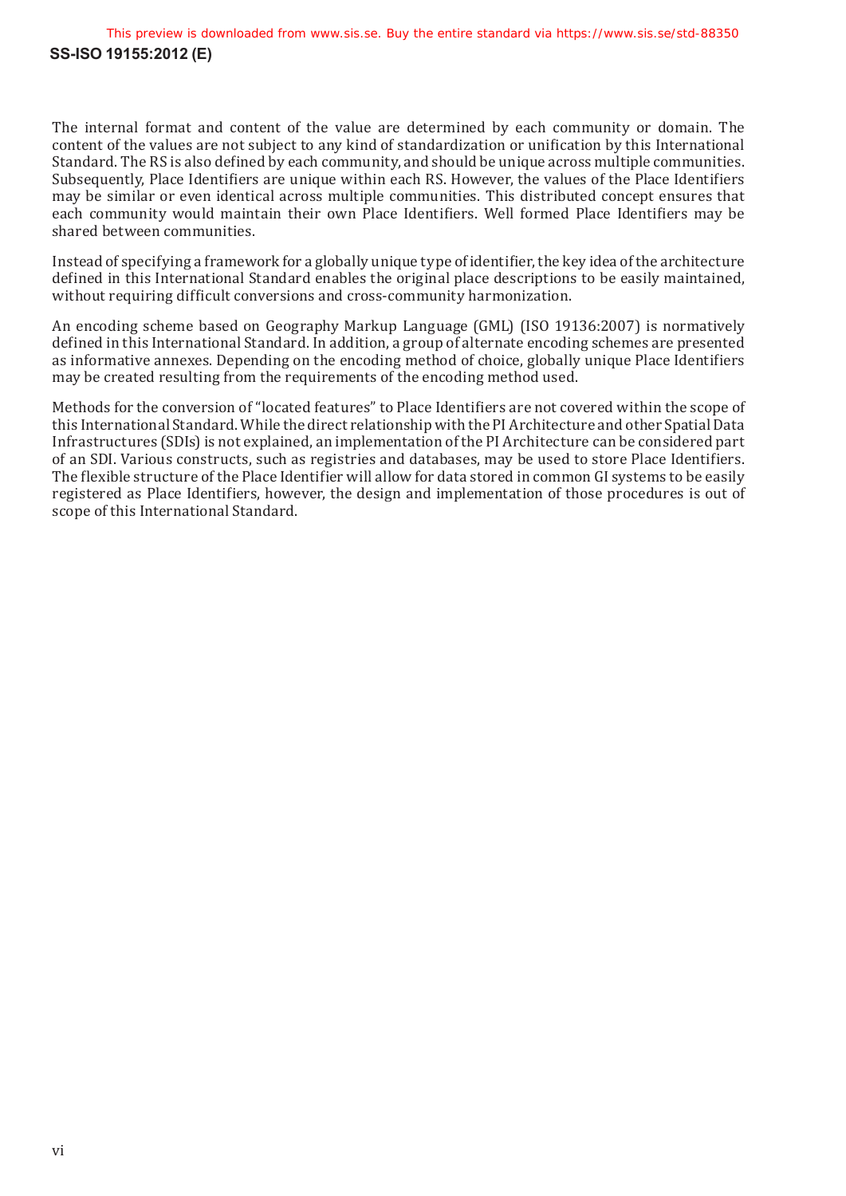The internal format and content of the value are determined by each community or domain. The content of the values are not subject to any kind of standardization or unification by this International Standard. The RS is also defined by each community, and should be unique across multiple communities. Subsequently, Place Identifiers are unique within each RS. However, the values of the Place Identifiers may be similar or even identical across multiple communities. This distributed concept ensures that each community would maintain their own Place Identifiers. Well formed Place Identifiers may be shared between communities.

Instead of specifying a framework for a globally unique type of identifier, the key idea of the architecture defined in this International Standard enables the original place descriptions to be easily maintained, without requiring difficult conversions and cross-community harmonization.

An encoding scheme based on Geography Markup Language (GML) (ISO 19136:2007) is normatively defined in this International Standard. In addition, a group of alternate encoding schemes are presented as informative annexes. Depending on the encoding method of choice, globally unique Place Identifiers may be created resulting from the requirements of the encoding method used.

Methods for the conversion of "located features" to Place Identifiers are not covered within the scope of this International Standard. While the direct relationship with the PI Architecture and other Spatial Data Infrastructures (SDIs) is not explained, an implementation of the PI Architecture can be considered part of an SDI. Various constructs, such as registries and databases, may be used to store Place Identifiers. The flexible structure of the Place Identifier will allow for data stored in common GI systems to be easily registered as Place Identifiers, however, the design and implementation of those procedures is out of scope of this International Standard.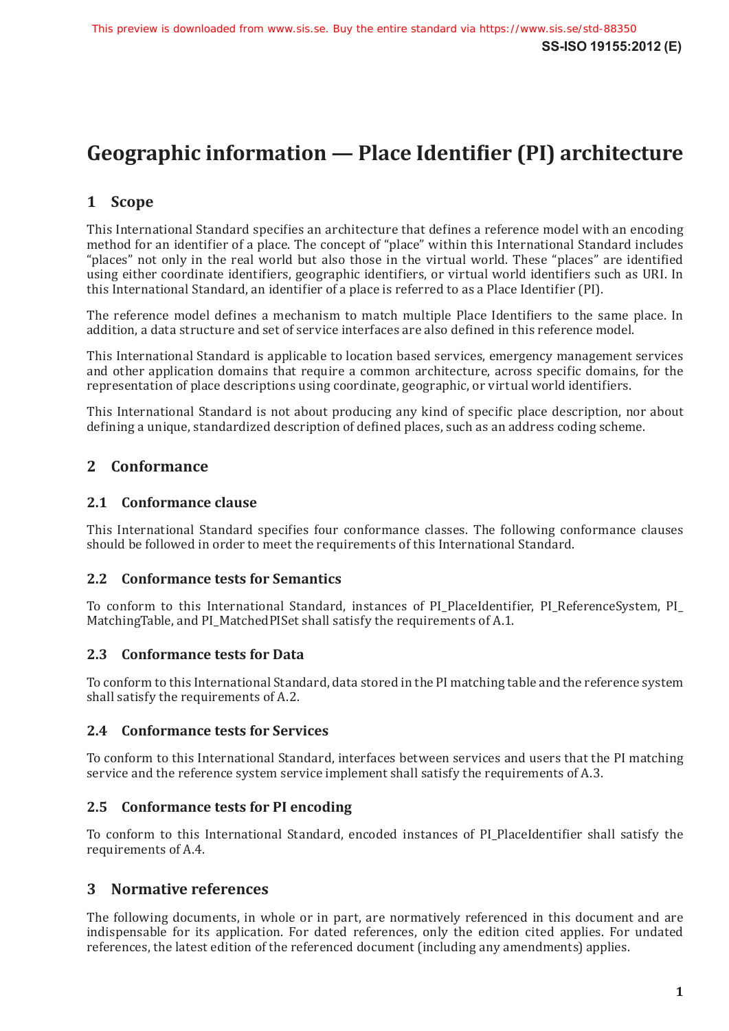# Geographic information — Place Identifier (PI) architecture

## 1 Scope

This International Standard specifies an architecture that defines a reference model with an encoding method for an identifier of a place. The concept of "place" within this International Standard includes "places" not only in the real world but also those in the virtual world. These "places" are identified using either coordinate identifiers, geographic identifiers, or virtual world identifiers such as URI. In this International Standard, an identifier of a place is referred to as a Place Identifier (PI).

The reference model defines a mechanism to match multiple Place Identifiers to the same place. In addition, a data structure and set of service interfaces are also defined in this reference model.

This International Standard is applicable to location based services, emergency management services and other application domains that require a common architecture, across specific domains, for the representation of place descriptions using coordinate, geographic, or virtual world identifiers.

This International Standard is not about producing any kind of specific place description, nor about defining a unique, standardized description of defined places, such as an address coding scheme.

## 2 Conformance

### 2.1 Conformance clause

This International Standard specifies four conformance classes. The following conformance clauses should be followed in order to meet the requirements of this International Standard.

### 2.2 Conformance tests for Semantics

To conform to this International Standard, instances of PI_PlaceIdentifier, PI_ReferenceSystem, PI_MatchingTable, and PI_MatchedPISet shall satisfy the requirements of A.1.

### 2.3 Conformance tests for Data

To conform to this International Standard, data stored in the PI matching table and the reference system shall satisfy the requirements of A.2.

### 2.4 Conformance tests for Services

To conform to this International Standard, interfaces between services and users that the PI matching service and the reference system service implement shall satisfy the requirements of A.3.

### 2.5 Conformance tests for PI encoding

To conform to this International Standard, encoded instances of PI_PlaceIdentifier shall satisfy the requirements of A.4.

## 3 Normative references

The following documents, in whole or in part, are normatively referenced in this document and are indispensable for its application. For dated references, only the edition cited applies. For undated references, the latest edition of the referenced document (including any amendments) applies.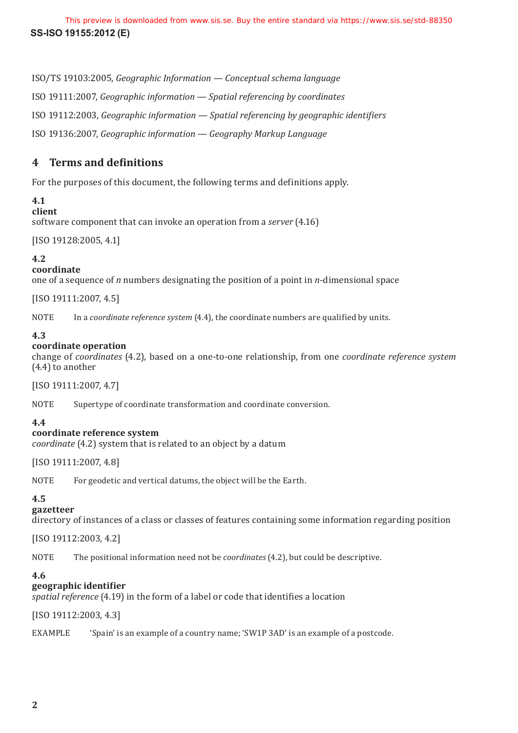ISO/TS 19103:2005, *Geographic Information — Conceptual schema language*

ISO 19111:2007, *Geographic information — Spatial referencing by coordinates*

ISO 19112:2003, *Geographic information — Spatial referencing by geographic identifiers*

ISO 19136:2007, *Geographic information — Geography Markup Language*

## 4 Terms and definitions

For the purposes of this document, the following terms and definitions apply.

**4.1**
**client**
software component that can invoke an operation from a *server* (4.16)

[ISO 19128:2005, 4.1]

**4.2**
**coordinate**
one of a sequence of *n* numbers designating the position of a point in *n*-dimensional space

[ISO 19111:2007, 4.5]

NOTE In a *coordinate reference system* (4.4), the coordinate numbers are qualified by units.

**4.3**
**coordinate operation**
change of *coordinates* (4.2), based on a one-to-one relationship, from one *coordinate reference system* (4.4) to another

[ISO 19111:2007, 4.7]

NOTE Supertype of coordinate transformation and coordinate conversion.

**4.4**
**coordinate reference system**
*coordinate* (4.2) system that is related to an object by a datum

[ISO 19111:2007, 4.8]

NOTE For geodetic and vertical datums, the object will be the Earth.

**4.5**
**gazetteer**
directory of instances of a class or classes of features containing some information regarding position

[ISO 19112:2003, 4.2]

NOTE The positional information need not be *coordinates* (4.2), but could be descriptive.

**4.6**
**geographic identifier**
*spatial reference* (4.19) in the form of a label or code that identifies a location

[ISO 19112:2003, 4.3]

EXAMPLE 'Spain' is an example of a country name; 'SW1P 3AD' is an example of a postcode.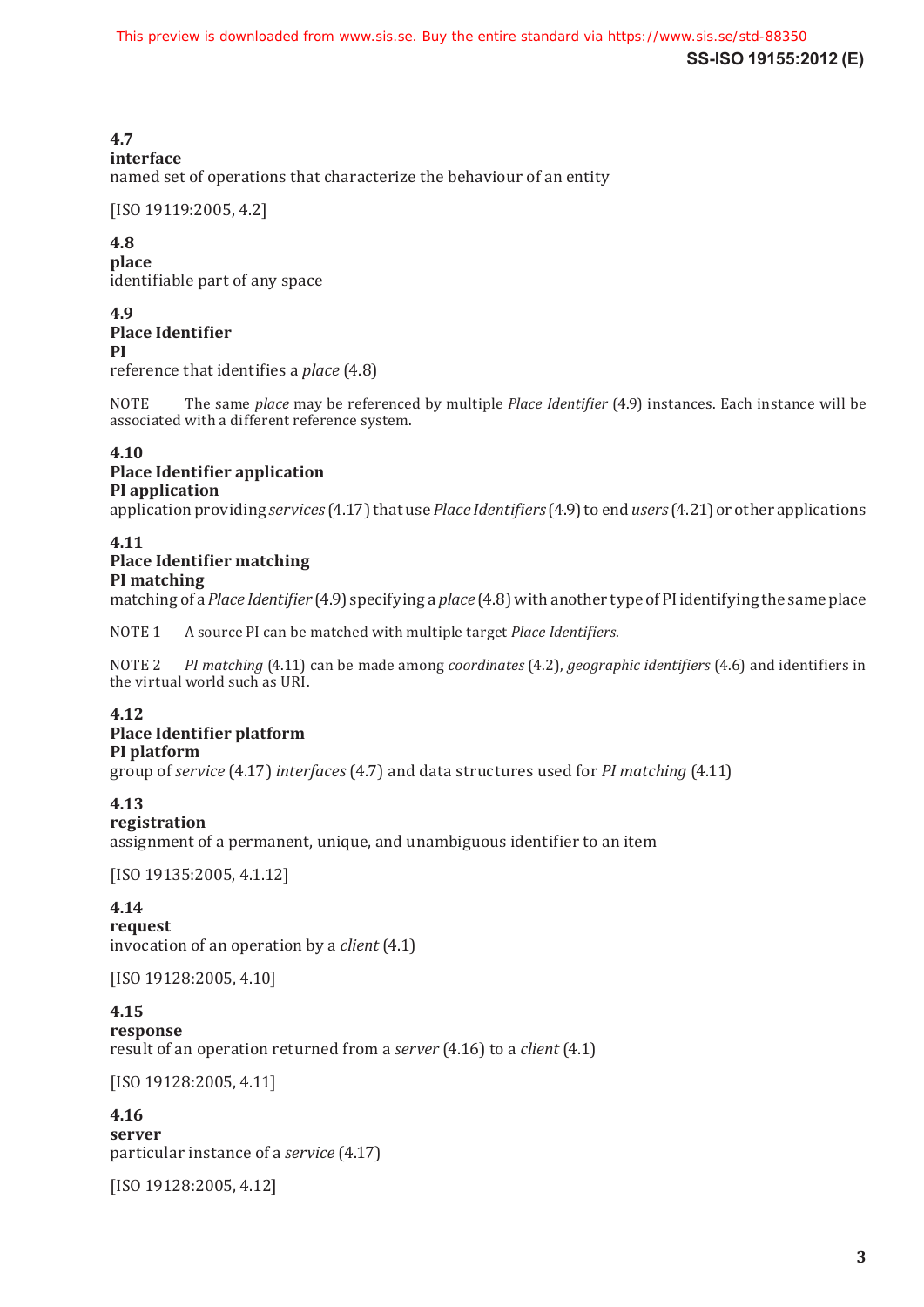**4.7**
**interface**
named set of operations that characterize the behaviour of an entity

[ISO 19119:2005, 4.2]

**4.8**
**place**
identifiable part of any space

**4.9**
**Place Identifier**
**PI**
reference that identifies a *place* (4.8)

NOTE The same *place* may be referenced by multiple *Place Identifier* (4.9) instances. Each instance will be associated with a different reference system.

**4.10**
**Place Identifier application**
**PI application**
application providing *services* (4.17) that use *Place Identifiers* (4.9) to end *users* (4.21) or other applications

**4.11**
**Place Identifier matching**
**PI matching**
matching of a *Place Identifier* (4.9) specifying a *place* (4.8) with another type of PI identifying the same place

NOTE 1 A source PI can be matched with multiple target *Place Identifiers*.

NOTE 2 *PI matching* (4.11) can be made among *coordinates* (4.2), *geographic identifiers* (4.6) and identifiers in the virtual world such as URI.

**4.12**
**Place Identifier platform**
**PI platform**
group of *service* (4.17) *interfaces* (4.7) and data structures used for *PI matching* (4.11)

**4.13**
**registration**
assignment of a permanent, unique, and unambiguous identifier to an item

[ISO 19135:2005, 4.1.12]

**4.14**
**request**
invocation of an operation by a *client* (4.1)

[ISO 19128:2005, 4.10]

**4.15**
**response**
result of an operation returned from a *server* (4.16) to a *client* (4.1)

[ISO 19128:2005, 4.11]

**4.16**
**server**
particular instance of a *service* (4.17)

[ISO 19128:2005, 4.12]